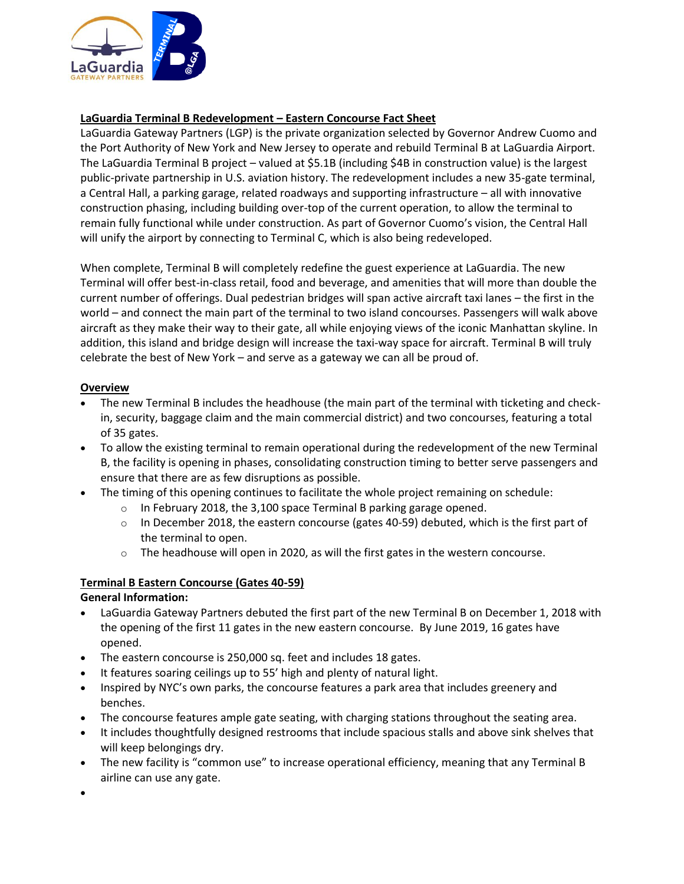## LaGuardia Terminal B Redevelopment – Eastern Concourse Fact Sheet

LaGuardia Gateway Partners (LGP) is the private organization selected by Governor Andrew Cuomo and the Port Authority of New York and New Jersey to operate and rebuild Terminal B at LaGuardia Airport. The LaGuardia Terminal B project – valued at $5.1B (including $4B in construction value) is the largest public-private partnership in U.S. aviation history. The redevelopment includes a new 35-gate terminal, a Central Hall, a parking garage, related roadways and supporting infrastructure – all with innovative construction phasing, including building over-top of the current operation, to allow the terminal to remain fully functional while under construction. As part of Governor Cuomo's vision, the Central Hall will unify the airport by connecting to Terminal C, which is also being redeveloped.

When complete, Terminal B will completely redefine the guest experience at LaGuardia. The new Terminal will offer best-in-class retail, food and beverage, and amenities that will more than double the current number of offerings. Dual pedestrian bridges will span active aircraft taxi lanes – the first in the world – and connect the main part of the terminal to two island concourses. Passengers will walk above aircraft as they make their way to their gate, all while enjoying views of the iconic Manhattan skyline. In addition, this island and bridge design will increase the taxi-way space for aircraft. Terminal B will truly celebrate the best of New York – and serve as a gateway we can all be proud of.

### Overview

- The new Terminal B includes the headhouse (the main part of the terminal with ticketing and check-in, security, baggage claim and the main commercial district) and two concourses, featuring a total of 35 gates.
- To allow the existing terminal to remain operational during the redevelopment of the new Terminal B, the facility is opening in phases, consolidating construction timing to better serve passengers and ensure that there are as few disruptions as possible.
- The timing of this opening continues to facilitate the whole project remaining on schedule:
  - In February 2018, the 3,100 space Terminal B parking garage opened.
  - In December 2018, the eastern concourse (gates 40-59) debuted, which is the first part of the terminal to open.
  - The headhouse will open in 2020, as will the first gates in the western concourse.

### Terminal B Eastern Concourse (Gates 40-59)

**General Information:**

- LaGuardia Gateway Partners debuted the first part of the new Terminal B on December 1, 2018 with the opening of the first 11 gates in the new eastern concourse. By June 2019, 16 gates have opened.
- The eastern concourse is 250,000 sq. feet and includes 18 gates.
- It features soaring ceilings up to 55' high and plenty of natural light.
- Inspired by NYC's own parks, the concourse features a park area that includes greenery and benches.
- The concourse features ample gate seating, with charging stations throughout the seating area.
- It includes thoughtfully designed restrooms that include spacious stalls and above sink shelves that will keep belongings dry.
- The new facility is "common use" to increase operational efficiency, meaning that any Terminal B airline can use any gate.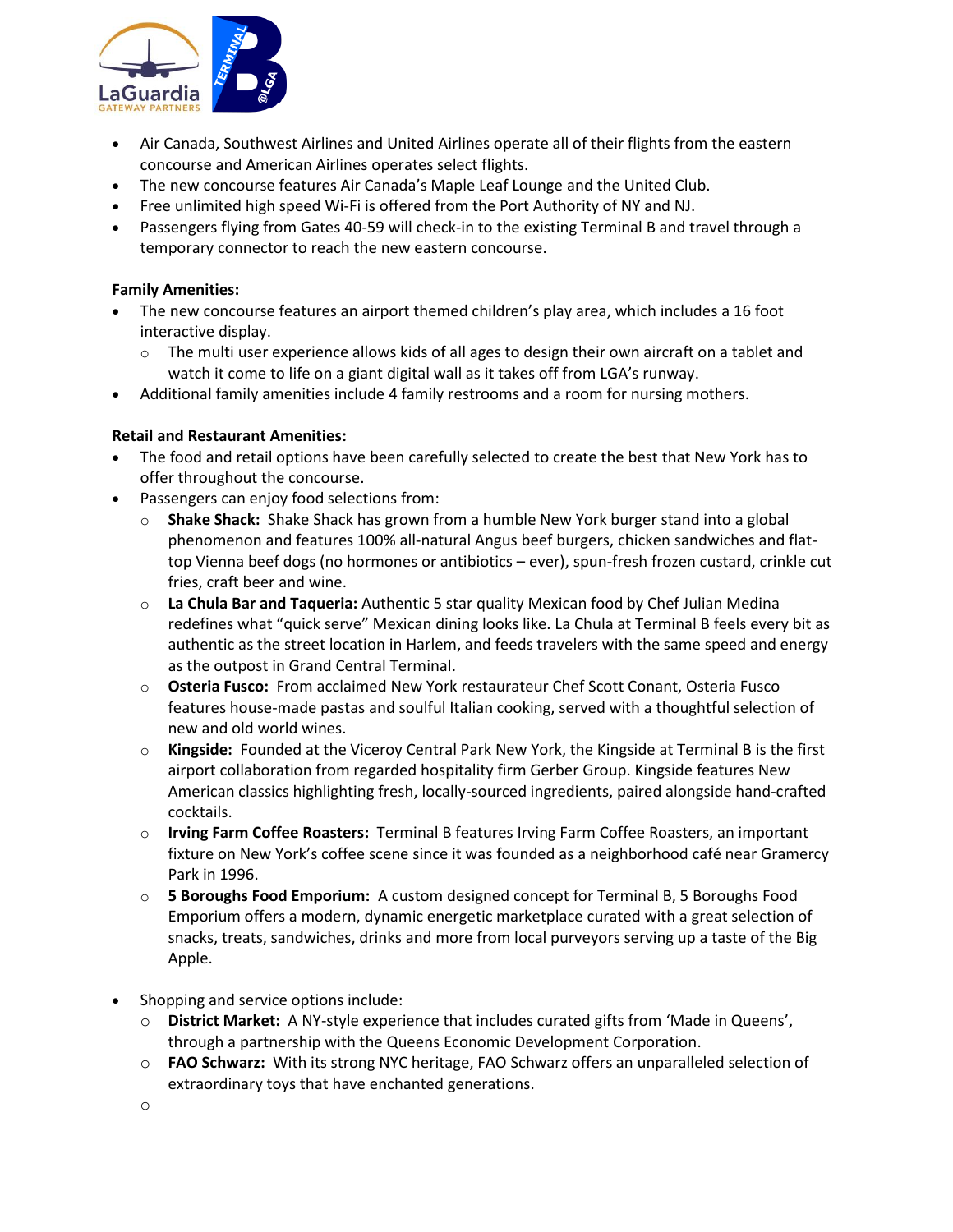- Air Canada, Southwest Airlines and United Airlines operate all of their flights from the eastern concourse and American Airlines operates select flights.
- The new concourse features Air Canada's Maple Leaf Lounge and the United Club.
- Free unlimited high speed Wi-Fi is offered from the Port Authority of NY and NJ.
- Passengers flying from Gates 40-59 will check-in to the existing Terminal B and travel through a temporary connector to reach the new eastern concourse.

**Family Amenities:**

- The new concourse features an airport themed children's play area, which includes a 16 foot interactive display.
  - The multi user experience allows kids of all ages to design their own aircraft on a tablet and watch it come to life on a giant digital wall as it takes off from LGA's runway.
- Additional family amenities include 4 family restrooms and a room for nursing mothers.

**Retail and Restaurant Amenities:**

- The food and retail options have been carefully selected to create the best that New York has to offer throughout the concourse.
- Passengers can enjoy food selections from:
  - **Shake Shack:** Shake Shack has grown from a humble New York burger stand into a global phenomenon and features 100% all-natural Angus beef burgers, chicken sandwiches and flat-top Vienna beef dogs (no hormones or antibiotics – ever), spun-fresh frozen custard, crinkle cut fries, craft beer and wine.
  - **La Chula Bar and Taqueria:** Authentic 5 star quality Mexican food by Chef Julian Medina redefines what "quick serve" Mexican dining looks like. La Chula at Terminal B feels every bit as authentic as the street location in Harlem, and feeds travelers with the same speed and energy as the outpost in Grand Central Terminal.
  - **Osteria Fusco:** From acclaimed New York restaurateur Chef Scott Conant, Osteria Fusco features house-made pastas and soulful Italian cooking, served with a thoughtful selection of new and old world wines.
  - **Kingside:** Founded at the Viceroy Central Park New York, the Kingside at Terminal B is the first airport collaboration from regarded hospitality firm Gerber Group. Kingside features New American classics highlighting fresh, locally-sourced ingredients, paired alongside hand-crafted cocktails.
  - **Irving Farm Coffee Roasters:** Terminal B features Irving Farm Coffee Roasters, an important fixture on New York's coffee scene since it was founded as a neighborhood café near Gramercy Park in 1996.
  - **5 Boroughs Food Emporium:** A custom designed concept for Terminal B, 5 Boroughs Food Emporium offers a modern, dynamic energetic marketplace curated with a great selection of snacks, treats, sandwiches, drinks and more from local purveyors serving up a taste of the Big Apple.

- Shopping and service options include:
  - **District Market:** A NY-style experience that includes curated gifts from 'Made in Queens', through a partnership with the Queens Economic Development Corporation.
  - **FAO Schwarz:** With its strong NYC heritage, FAO Schwarz offers an unparalleled selection of extraordinary toys that have enchanted generations.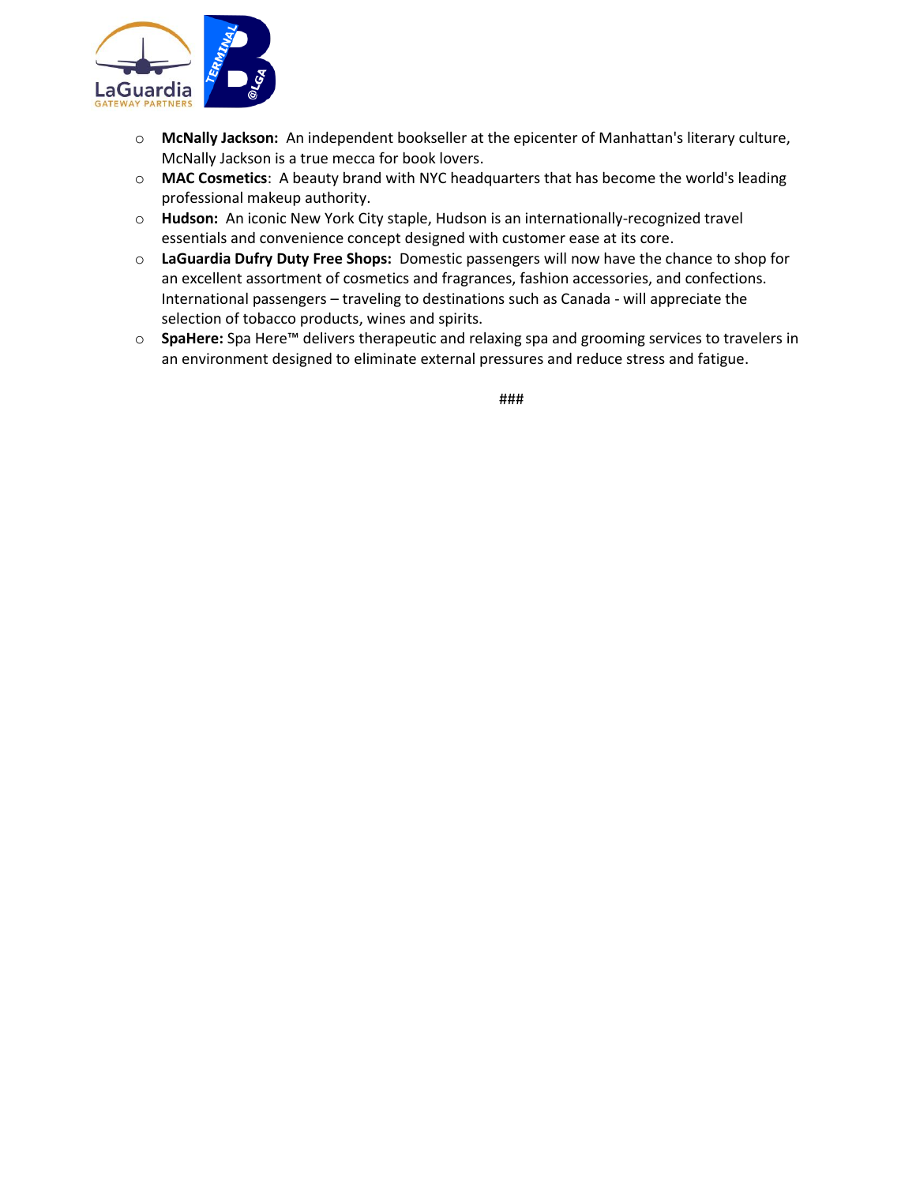- **McNally Jackson:** An independent bookseller at the epicenter of Manhattan's literary culture, McNally Jackson is a true mecca for book lovers.
- **MAC Cosmetics**: A beauty brand with NYC headquarters that has become the world's leading professional makeup authority.
- **Hudson:** An iconic New York City staple, Hudson is an internationally-recognized travel essentials and convenience concept designed with customer ease at its core.
- **LaGuardia Dufry Duty Free Shops:** Domestic passengers will now have the chance to shop for an excellent assortment of cosmetics and fragrances, fashion accessories, and confections. International passengers – traveling to destinations such as Canada - will appreciate the selection of tobacco products, wines and spirits.
- **SpaHere:** Spa Here™ delivers therapeutic and relaxing spa and grooming services to travelers in an environment designed to eliminate external pressures and reduce stress and fatigue.

###